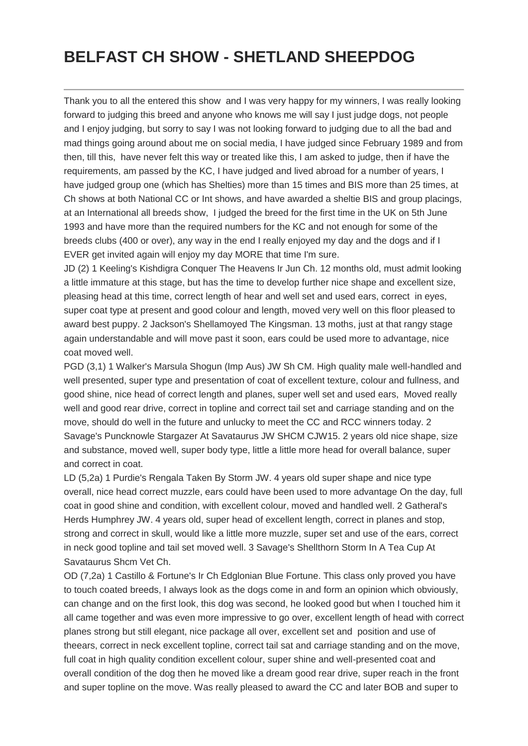# BELFAST CH SHOW - SHETLAND SHEEPDOG

Thank you to all the entered this show and I was very happy for my winners, I was really looking forward to judging this breed and anyone who knows me will say I just judge dogs, not people and I enjoy judging, but sorry to say I was not looking forward to judging due to all the bad and mad things going around about me on social media, I have judged since February 1989 and from then, till this, have never felt this way or treated like this, I am asked to judge, then if have the requirements, am passed by the KC, I have judged and lived abroad for a number of years, I have judged group one (which has Shelties) more than 15 times and BIS more than 25 times, at Ch shows at both National CC or Int shows, and have awarded a sheltie BIS and group placings, at an International all breeds show, I judged the breed for the first time in the UK on 5th June 1993 and have more than the required numbers for the KC and not enough for some of the breeds clubs (400 or over), any way in the end I really enjoyed my day and the dogs and if I EVER get invited again will enjoy my day MORE that time I'm sure.

JD (2) 1 Keeling's Kishdigra Conquer The Heavens Ir Jun Ch. 12 months old, must admit looking a little immature at this stage, but has the time to develop further nice shape and excellent size, pleasing head at this time, correct length of hear and well set and used ears, correct in eyes, super coat type at present and good colour and length, moved very well on this floor pleased to award best puppy. 2 Jackson's Shellamoyed The Kingsman. 13 moths, just at that rangy stage again understandable and will move past it soon, ears could be used more to advantage, nice coat moved well.

PGD (3,1) 1 Walker's Marsula Shogun (Imp Aus) JW Sh CM. High quality male well-handled and well presented, super type and presentation of coat of excellent texture, colour and fullness, and good shine, nice head of correct length and planes, super well set and used ears, Moved really well and good rear drive, correct in topline and correct tail set and carriage standing and on the move, should do well in the future and unlucky to meet the CC and RCC winners today. 2 Savage's Puncknowle Stargazer At Savataurus JW SHCM CJW15. 2 years old nice shape, size and substance, moved well, super body type, little a little more head for overall balance, super and correct in coat.

LD (5,2a) 1 Purdie's Rengala Taken By Storm JW. 4 years old super shape and nice type overall, nice head correct muzzle, ears could have been used to more advantage On the day, full coat in good shine and condition, with excellent colour, moved and handled well. 2 Gatheral's Herds Humphrey JW. 4 years old, super head of excellent length, correct in planes and stop, strong and correct in skull, would like a little more muzzle, super set and use of the ears, correct in neck good topline and tail set moved well. 3 Savage's Shellthorn Storm In A Tea Cup At Savataurus Shcm Vet Ch.

OD (7,2a) 1 Castillo & Fortune's Ir Ch Edglonian Blue Fortune. This class only proved you have to touch coated breeds, I always look as the dogs come in and form an opinion which obviously, can change and on the first look, this dog was second, he looked good but when I touched him it all came together and was even more impressive to go over, excellent length of head with correct planes strong but still elegant, nice package all over, excellent set and position and use of theears, correct in neck excellent topline, correct tail sat and carriage standing and on the move, full coat in high quality condition excellent colour, super shine and well-presented coat and overall condition of the dog then he moved like a dream good rear drive, super reach in the front and super topline on the move. Was really pleased to award the CC and later BOB and super to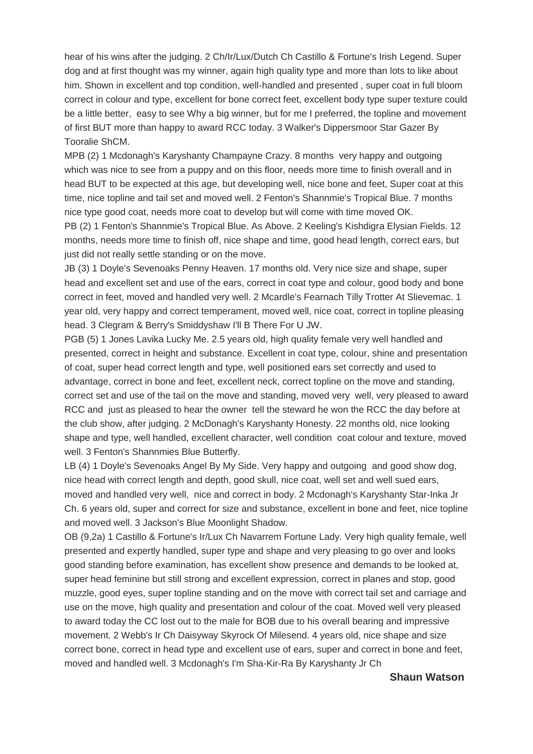hear of his wins after the judging. 2 Ch/Ir/Lux/Dutch Ch Castillo & Fortune's Irish Legend. Super dog and at first thought was my winner, again high quality type and more than lots to like about him. Shown in excellent and top condition, well-handled and presented , super coat in full bloom correct in colour and type, excellent for bone correct feet, excellent body type super texture could be a little better, easy to see Why a big winner, but for me I preferred, the topline and movement of first BUT more than happy to award RCC today. 3 Walker's Dippersmoor Star Gazer By Tooralie ShCM.

MPB (2) 1 Mcdonagh's Karyshanty Champayne Crazy. 8 months very happy and outgoing which was nice to see from a puppy and on this floor, needs more time to finish overall and in head BUT to be expected at this age, but developing well, nice bone and feet, Super coat at this time, nice topline and tail set and moved well. 2 Fenton's Shannmie's Tropical Blue. 7 months nice type good coat, needs more coat to develop but will come with time moved OK.

PB (2) 1 Fenton's Shannmie's Tropical Blue. As Above. 2 Keeling's Kishdigra Elysian Fields. 12 months, needs more time to finish off, nice shape and time, good head length, correct ears, but just did not really settle standing or on the move.

JB (3) 1 Doyle's Sevenoaks Penny Heaven. 17 months old. Very nice size and shape, super head and excellent set and use of the ears, correct in coat type and colour, good body and bone correct in feet, moved and handled very well. 2 Mcardle's Fearnach Tilly Trotter At Slievemac. 1 year old, very happy and correct temperament, moved well, nice coat, correct in topline pleasing head. 3 Clegram & Berry's Smiddyshaw I'll B There For U JW.

PGB (5) 1 Jones Lavika Lucky Me. 2.5 years old, high quality female very well handled and presented, correct in height and substance. Excellent in coat type, colour, shine and presentation of coat, super head correct length and type, well positioned ears set correctly and used to advantage, correct in bone and feet, excellent neck, correct topline on the move and standing, correct set and use of the tail on the move and standing, moved very well, very pleased to award RCC and just as pleased to hear the owner tell the steward he won the RCC the day before at the club show, after judging. 2 McDonagh's Karyshanty Honesty. 22 months old, nice looking shape and type, well handled, excellent character, well condition coat colour and texture, moved well. 3 Fenton's Shannmies Blue Butterfly.

LB (4) 1 Doyle's Sevenoaks Angel By My Side. Very happy and outgoing and good show dog, nice head with correct length and depth, good skull, nice coat, well set and well sued ears, moved and handled very well, nice and correct in body. 2 Mcdonagh's Karyshanty Star-Inka Jr Ch. 6 years old, super and correct for size and substance, excellent in bone and feet, nice topline and moved well. 3 Jackson's Blue Moonlight Shadow.

OB (9,2a) 1 Castillo & Fortune's Ir/Lux Ch Navarrem Fortune Lady. Very high quality female, well presented and expertly handled, super type and shape and very pleasing to go over and looks good standing before examination, has excellent show presence and demands to be looked at, super head feminine but still strong and excellent expression, correct in planes and stop, good muzzle, good eyes, super topline standing and on the move with correct tail set and carriage and use on the move, high quality and presentation and colour of the coat. Moved well very pleased to award today the CC lost out to the male for BOB due to his overall bearing and impressive movement. 2 Webb's Ir Ch Daisyway Skyrock Of Milesend. 4 years old, nice shape and size correct bone, correct in head type and excellent use of ears, super and correct in bone and feet, moved and handled well. 3 Mcdonagh's I'm Sha-Kir-Ra By Karyshanty Jr Ch

**Shaun Watson**